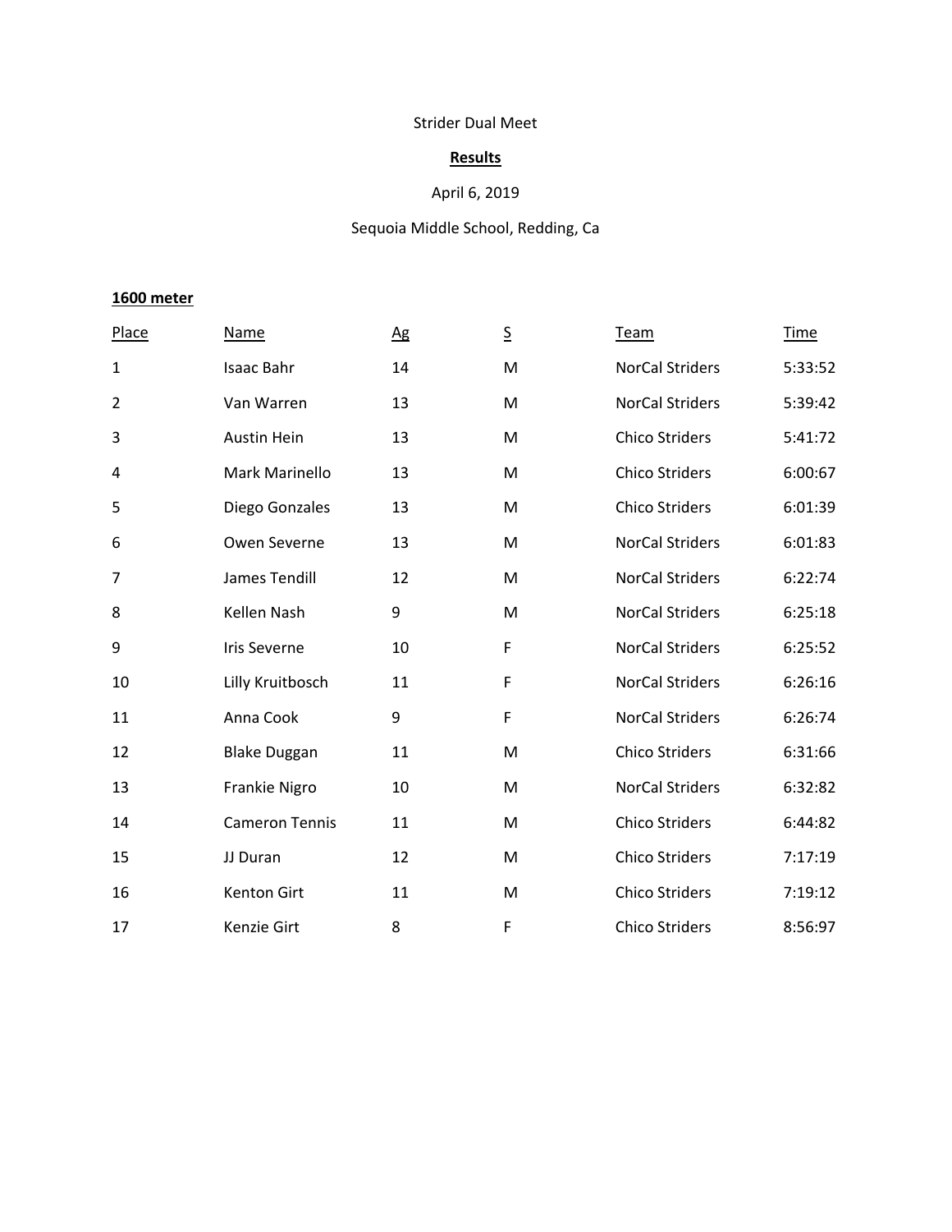Strider Dual Meet

**Results**

April 6, 2019

Sequoia Middle School, Redding, Ca

**1600 meter**

| Place | Name | Ag | S | Team | Time |
|---|---|---|---|---|---|
| 1 | Isaac Bahr | 14 | M | NorCal Striders | 5:33:52 |
| 2 | Van Warren | 13 | M | NorCal Striders | 5:39:42 |
| 3 | Austin Hein | 13 | M | Chico Striders | 5:41:72 |
| 4 | Mark Marinello | 13 | M | Chico Striders | 6:00:67 |
| 5 | Diego Gonzales | 13 | M | Chico Striders | 6:01:39 |
| 6 | Owen Severne | 13 | M | NorCal Striders | 6:01:83 |
| 7 | James Tendill | 12 | M | NorCal Striders | 6:22:74 |
| 8 | Kellen Nash | 9 | M | NorCal Striders | 6:25:18 |
| 9 | Iris Severne | 10 | F | NorCal Striders | 6:25:52 |
| 10 | Lilly Kruitbosch | 11 | F | NorCal Striders | 6:26:16 |
| 11 | Anna Cook | 9 | F | NorCal Striders | 6:26:74 |
| 12 | Blake Duggan | 11 | M | Chico Striders | 6:31:66 |
| 13 | Frankie Nigro | 10 | M | NorCal Striders | 6:32:82 |
| 14 | Cameron Tennis | 11 | M | Chico Striders | 6:44:82 |
| 15 | JJ Duran | 12 | M | Chico Striders | 7:17:19 |
| 16 | Kenton Girt | 11 | M | Chico Striders | 7:19:12 |
| 17 | Kenzie Girt | 8 | F | Chico Striders | 8:56:97 |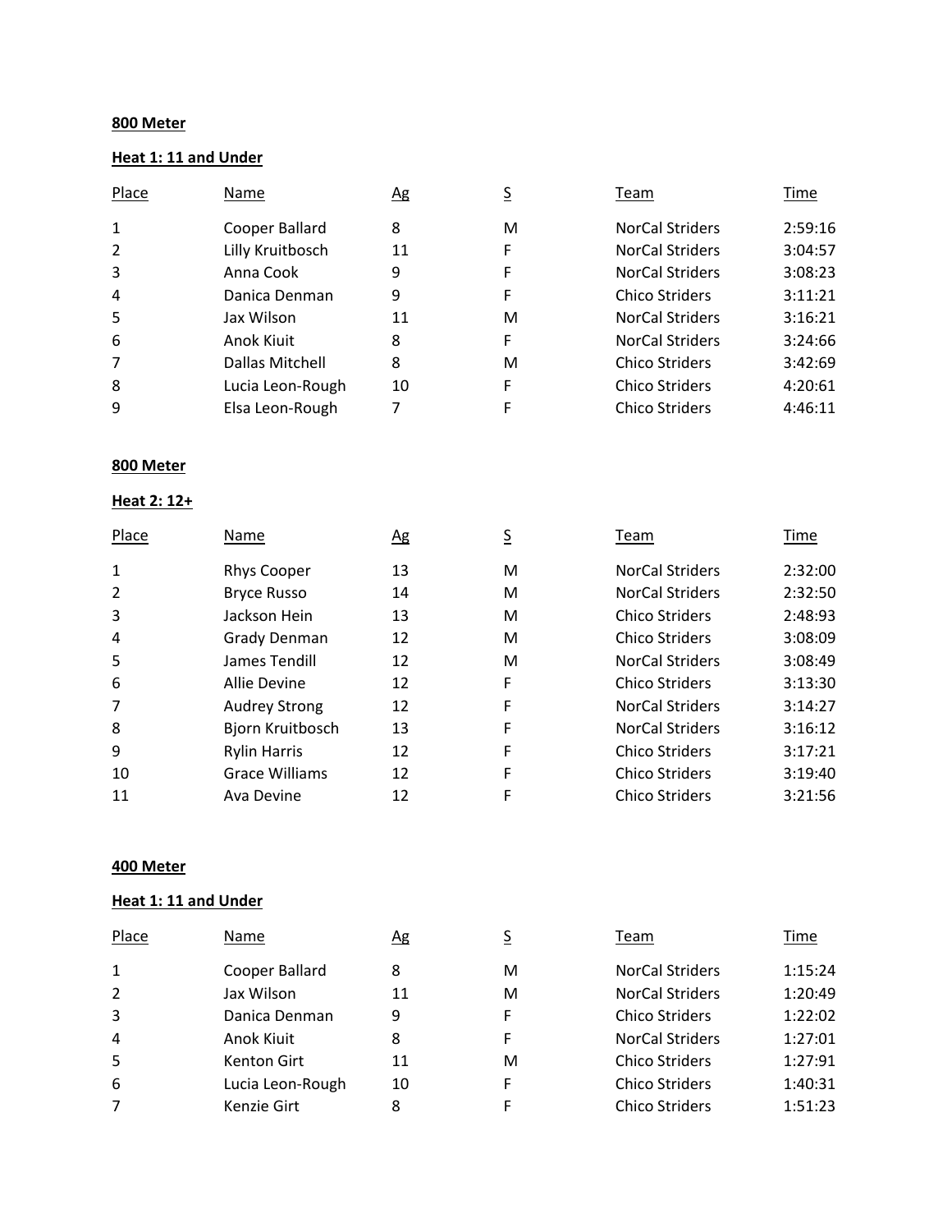**800 Meter**

**Heat 1: 11 and Under**

| Place | Name | Ag | S | Team | Time |
|---|---|---|---|---|---|
| 1 | Cooper Ballard | 8 | M | NorCal Striders | 2:59:16 |
| 2 | Lilly Kruitbosch | 11 | F | NorCal Striders | 3:04:57 |
| 3 | Anna Cook | 9 | F | NorCal Striders | 3:08:23 |
| 4 | Danica Denman | 9 | F | Chico Striders | 3:11:21 |
| 5 | Jax Wilson | 11 | M | NorCal Striders | 3:16:21 |
| 6 | Anok Kiuit | 8 | F | NorCal Striders | 3:24:66 |
| 7 | Dallas Mitchell | 8 | M | Chico Striders | 3:42:69 |
| 8 | Lucia Leon-Rough | 10 | F | Chico Striders | 4:20:61 |
| 9 | Elsa Leon-Rough | 7 | F | Chico Striders | 4:46:11 |

**800 Meter**

**Heat 2: 12+**

| Place | Name | Ag | S | Team | Time |
|---|---|---|---|---|---|
| 1 | Rhys Cooper | 13 | M | NorCal Striders | 2:32:00 |
| 2 | Bryce Russo | 14 | M | NorCal Striders | 2:32:50 |
| 3 | Jackson Hein | 13 | M | Chico Striders | 2:48:93 |
| 4 | Grady Denman | 12 | M | Chico Striders | 3:08:09 |
| 5 | James Tendill | 12 | M | NorCal Striders | 3:08:49 |
| 6 | Allie Devine | 12 | F | Chico Striders | 3:13:30 |
| 7 | Audrey Strong | 12 | F | NorCal Striders | 3:14:27 |
| 8 | Bjorn Kruitbosch | 13 | F | NorCal Striders | 3:16:12 |
| 9 | Rylin Harris | 12 | F | Chico Striders | 3:17:21 |
| 10 | Grace Williams | 12 | F | Chico Striders | 3:19:40 |
| 11 | Ava Devine | 12 | F | Chico Striders | 3:21:56 |

**400 Meter**

**Heat 1: 11 and Under**

| Place | Name | Ag | S | Team | Time |
|---|---|---|---|---|---|
| 1 | Cooper Ballard | 8 | M | NorCal Striders | 1:15:24 |
| 2 | Jax Wilson | 11 | M | NorCal Striders | 1:20:49 |
| 3 | Danica Denman | 9 | F | Chico Striders | 1:22:02 |
| 4 | Anok Kiuit | 8 | F | NorCal Striders | 1:27:01 |
| 5 | Kenton Girt | 11 | M | Chico Striders | 1:27:91 |
| 6 | Lucia Leon-Rough | 10 | F | Chico Striders | 1:40:31 |
| 7 | Kenzie Girt | 8 | F | Chico Striders | 1:51:23 |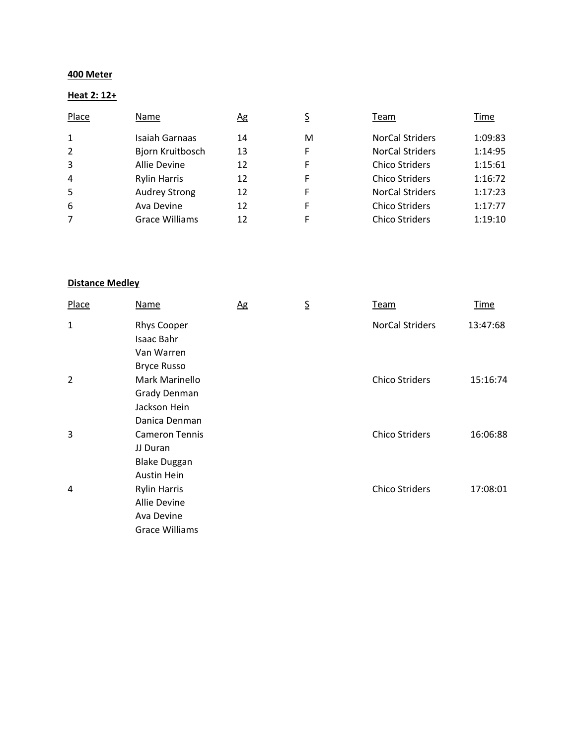**400 Meter**

**Heat 2: 12+**

| Place | Name | Ag | S | Team | Time |
|---|---|---|---|---|---|
| 1 | Isaiah Garnaas | 14 | M | NorCal Striders | 1:09:83 |
| 2 | Bjorn Kruitbosch | 13 | F | NorCal Striders | 1:14:95 |
| 3 | Allie Devine | 12 | F | Chico Striders | 1:15:61 |
| 4 | Rylin Harris | 12 | F | Chico Striders | 1:16:72 |
| 5 | Audrey Strong | 12 | F | NorCal Striders | 1:17:23 |
| 6 | Ava Devine | 12 | F | Chico Striders | 1:17:77 |
| 7 | Grace Williams | 12 | F | Chico Striders | 1:19:10 |

**Distance Medley**

| Place | Name | Ag | S | Team | Time |
|---|---|---|---|---|---|
| 1 | Rhys Cooper | | | NorCal Striders | 13:47:68 |
| | Isaac Bahr | | | | |
| | Van Warren | | | | |
| | Bryce Russo | | | | |
| 2 | Mark Marinello | | | Chico Striders | 15:16:74 |
| | Grady Denman | | | | |
| | Jackson Hein | | | | |
| | Danica Denman | | | | |
| 3 | Cameron Tennis | | | Chico Striders | 16:06:88 |
| | JJ Duran | | | | |
| | Blake Duggan | | | | |
| | Austin Hein | | | | |
| 4 | Rylin Harris | | | Chico Striders | 17:08:01 |
| | Allie Devine | | | | |
| | Ava Devine | | | | |
| | Grace Williams | | | | |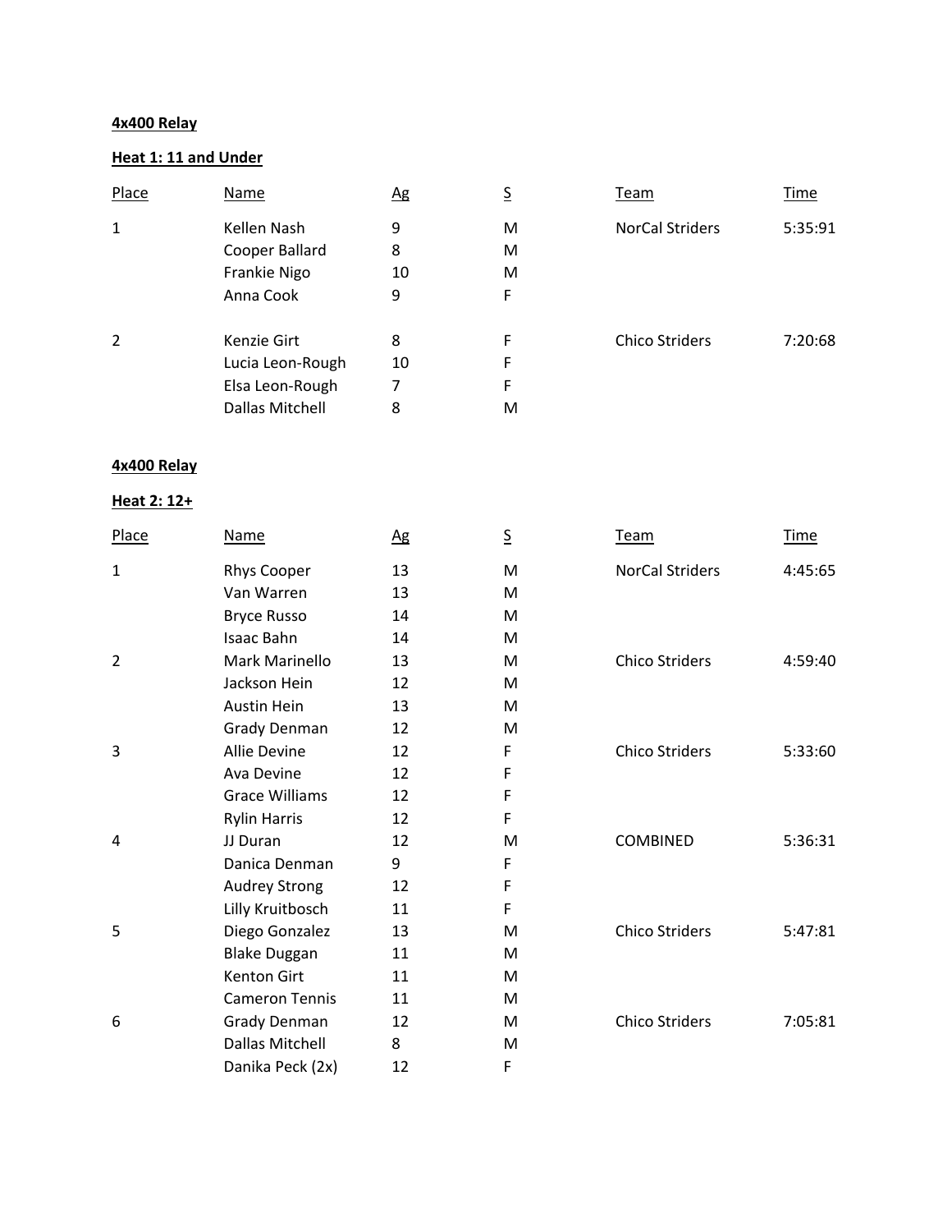**4x400 Relay**

**Heat 1: 11 and Under**

| Place | Name | Ag | S | Team | Time |
|---|---|---|---|---|---|
| 1 | Kellen Nash | 9 | M | NorCal Striders | 5:35:91 |
| | Cooper Ballard | 8 | M | | |
| | Frankie Nigo | 10 | M | | |
| | Anna Cook | 9 | F | | |
| 2 | Kenzie Girt | 8 | F | Chico Striders | 7:20:68 |
| | Lucia Leon-Rough | 10 | F | | |
| | Elsa Leon-Rough | 7 | F | | |
| | Dallas Mitchell | 8 | M | | |

**4x400 Relay**

**Heat 2: 12+**

| Place | Name | Ag | S | Team | Time |
|---|---|---|---|---|---|
| 1 | Rhys Cooper | 13 | M | NorCal Striders | 4:45:65 |
| | Van Warren | 13 | M | | |
| | Bryce Russo | 14 | M | | |
| | Isaac Bahn | 14 | M | | |
| 2 | Mark Marinello | 13 | M | Chico Striders | 4:59:40 |
| | Jackson Hein | 12 | M | | |
| | Austin Hein | 13 | M | | |
| | Grady Denman | 12 | M | | |
| 3 | Allie Devine | 12 | F | Chico Striders | 5:33:60 |
| | Ava Devine | 12 | F | | |
| | Grace Williams | 12 | F | | |
| | Rylin Harris | 12 | F | | |
| 4 | JJ Duran | 12 | M | COMBINED | 5:36:31 |
| | Danica Denman | 9 | F | | |
| | Audrey Strong | 12 | F | | |
| | Lilly Kruitbosch | 11 | F | | |
| 5 | Diego Gonzalez | 13 | M | Chico Striders | 5:47:81 |
| | Blake Duggan | 11 | M | | |
| | Kenton Girt | 11 | M | | |
| | Cameron Tennis | 11 | M | | |
| 6 | Grady Denman | 12 | M | Chico Striders | 7:05:81 |
| | Dallas Mitchell | 8 | M | | |
| | Danika Peck (2x) | 12 | F | | |